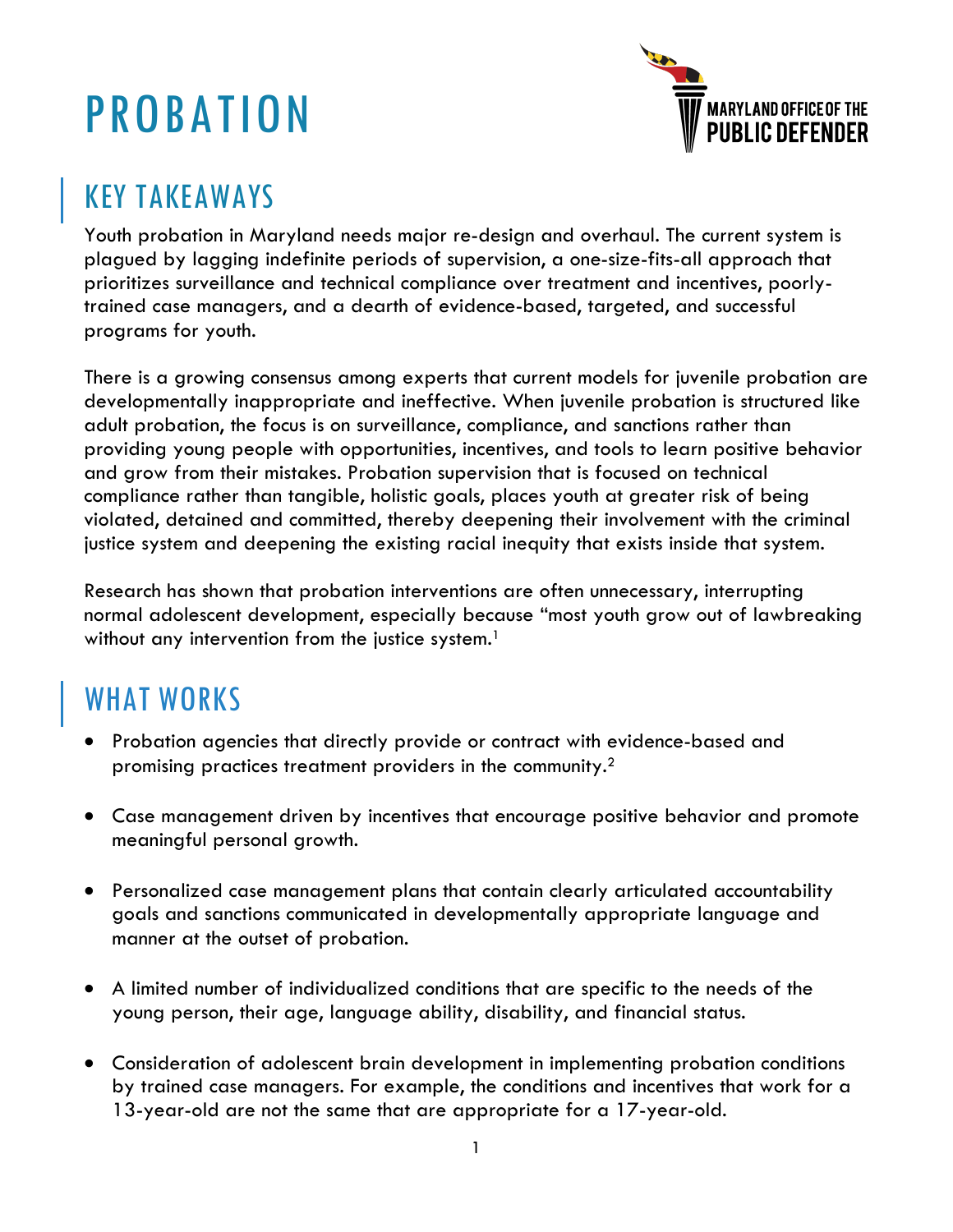# PROBATION

MARYLAND OFFICE OF THE PUBLIC DEFENDER

## KEY TAKEAWAYS

Youth probation in Maryland needs major re-design and overhaul. The current system is plagued by lagging indefinite periods of supervision, a one-size-fits-all approach that prioritizes surveillance and technical compliance over treatment and incentives, poorly-trained case managers, and a dearth of evidence-based, targeted, and successful programs for youth.

There is a growing consensus among experts that current models for juvenile probation are developmentally inappropriate and ineffective. When juvenile probation is structured like adult probation, the focus is on surveillance, compliance, and sanctions rather than providing young people with opportunities, incentives, and tools to learn positive behavior and grow from their mistakes. Probation supervision that is focused on technical compliance rather than tangible, holistic goals, places youth at greater risk of being violated, detained and committed, thereby deepening their involvement with the criminal justice system and deepening the existing racial inequity that exists inside that system.

Research has shown that probation interventions are often unnecessary, interrupting normal adolescent development, especially because "most youth grow out of lawbreaking without any intervention from the justice system.[1]

## WHAT WORKS

- Probation agencies that directly provide or contract with evidence-based and promising practices treatment providers in the community.[2]
- Case management driven by incentives that encourage positive behavior and promote meaningful personal growth.
- Personalized case management plans that contain clearly articulated accountability goals and sanctions communicated in developmentally appropriate language and manner at the outset of probation.
- A limited number of individualized conditions that are specific to the needs of the young person, their age, language ability, disability, and financial status.
- Consideration of adolescent brain development in implementing probation conditions by trained case managers. For example, the conditions and incentives that work for a 13-year-old are not the same that are appropriate for a 17-year-old.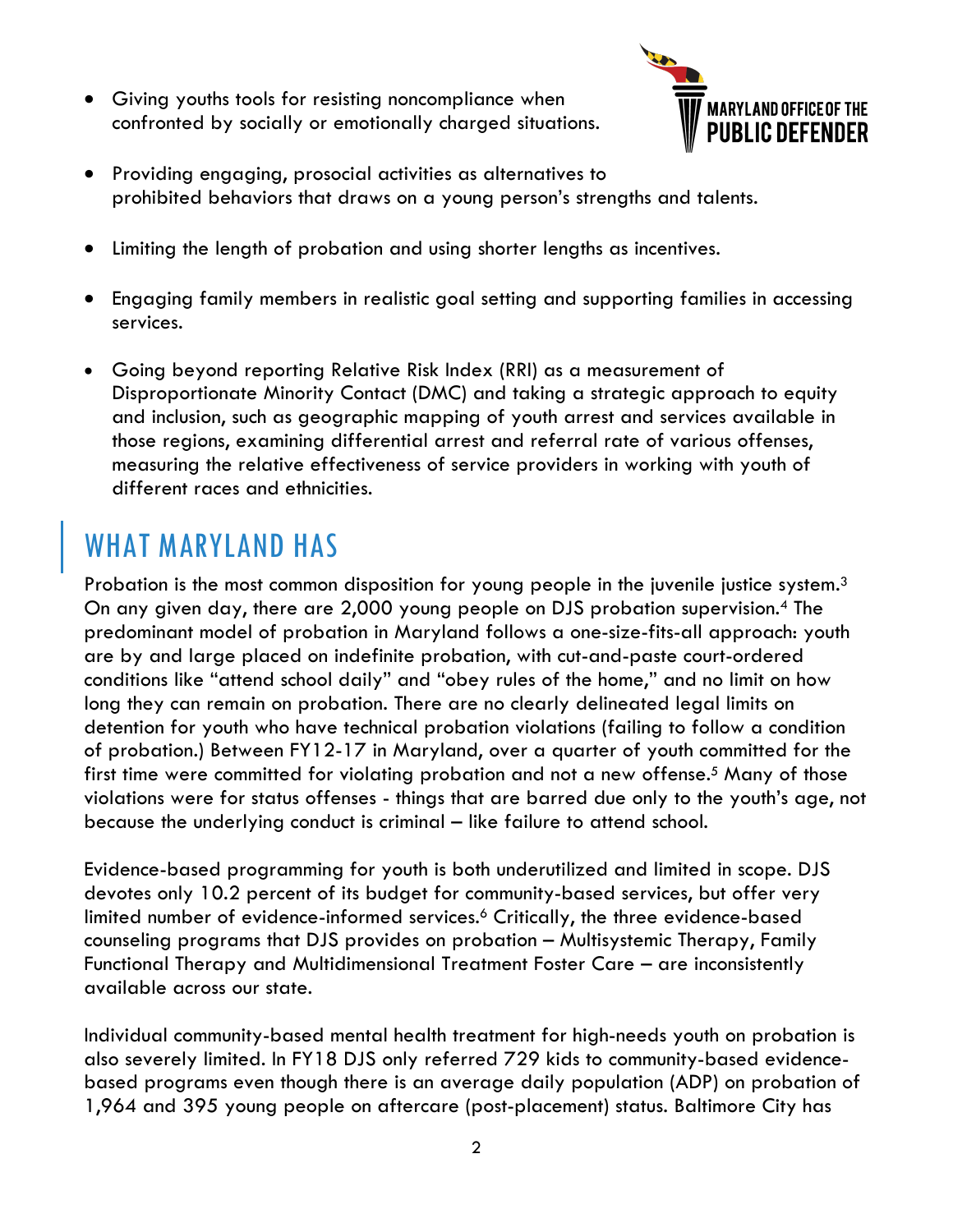- Giving youths tools for resisting noncompliance when confronted by socially or emotionally charged situations.
- Providing engaging, prosocial activities as alternatives to prohibited behaviors that draws on a young person's strengths and talents.
- Limiting the length of probation and using shorter lengths as incentives.
- Engaging family members in realistic goal setting and supporting families in accessing services.
- Going beyond reporting Relative Risk Index (RRI) as a measurement of Disproportionate Minority Contact (DMC) and taking a strategic approach to equity and inclusion, such as geographic mapping of youth arrest and services available in those regions, examining differential arrest and referral rate of various offenses, measuring the relative effectiveness of service providers in working with youth of different races and ethnicities.

## WHAT MARYLAND HAS

Probation is the most common disposition for young people in the juvenile justice system.[3] On any given day, there are 2,000 young people on DJS probation supervision.[4] The predominant model of probation in Maryland follows a one-size-fits-all approach: youth are by and large placed on indefinite probation, with cut-and-paste court-ordered conditions like "attend school daily" and "obey rules of the home," and no limit on how long they can remain on probation. There are no clearly delineated legal limits on detention for youth who have technical probation violations (failing to follow a condition of probation.) Between FY12-17 in Maryland, over a quarter of youth committed for the first time were committed for violating probation and not a new offense.[5] Many of those violations were for status offenses - things that are barred due only to the youth's age, not because the underlying conduct is criminal – like failure to attend school.

Evidence-based programming for youth is both underutilized and limited in scope. DJS devotes only 10.2 percent of its budget for community-based services, but offer very limited number of evidence-informed services.[6] Critically, the three evidence-based counseling programs that DJS provides on probation – Multisystemic Therapy, Family Functional Therapy and Multidimensional Treatment Foster Care – are inconsistently available across our state.

Individual community-based mental health treatment for high-needs youth on probation is also severely limited. In FY18 DJS only referred 729 kids to community-based evidence-based programs even though there is an average daily population (ADP) on probation of 1,964 and 395 young people on aftercare (post-placement) status. Baltimore City has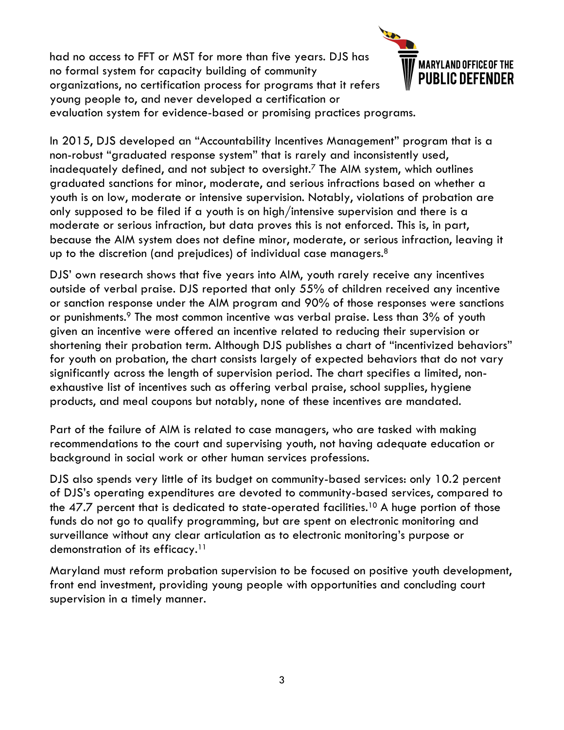had no access to FFT or MST for more than five years. DJS has no formal system for capacity building of community organizations, no certification process for programs that it refers young people to, and never developed a certification or evaluation system for evidence-based or promising practices programs.

In 2015, DJS developed an "Accountability Incentives Management" program that is a non-robust "graduated response system" that is rarely and inconsistently used, inadequately defined, and not subject to oversight.[7] The AIM system, which outlines graduated sanctions for minor, moderate, and serious infractions based on whether a youth is on low, moderate or intensive supervision. Notably, violations of probation are only supposed to be filed if a youth is on high/intensive supervision and there is a moderate or serious infraction, but data proves this is not enforced. This is, in part, because the AIM system does not define minor, moderate, or serious infraction, leaving it up to the discretion (and prejudices) of individual case managers.[8]

DJS' own research shows that five years into AIM, youth rarely receive any incentives outside of verbal praise. DJS reported that only 55% of children received any incentive or sanction response under the AIM program and 90% of those responses were sanctions or punishments.[9] The most common incentive was verbal praise. Less than 3% of youth given an incentive were offered an incentive related to reducing their supervision or shortening their probation term. Although DJS publishes a chart of "incentivized behaviors" for youth on probation, the chart consists largely of expected behaviors that do not vary significantly across the length of supervision period. The chart specifies a limited, non-exhaustive list of incentives such as offering verbal praise, school supplies, hygiene products, and meal coupons but notably, none of these incentives are mandated.

Part of the failure of AIM is related to case managers, who are tasked with making recommendations to the court and supervising youth, not having adequate education or background in social work or other human services professions.

DJS also spends very little of its budget on community-based services: only 10.2 percent of DJS's operating expenditures are devoted to community-based services, compared to the 47.7 percent that is dedicated to state-operated facilities.[10] A huge portion of those funds do not go to qualify programming, but are spent on electronic monitoring and surveillance without any clear articulation as to electronic monitoring's purpose or demonstration of its efficacy.[11]

Maryland must reform probation supervision to be focused on positive youth development, front end investment, providing young people with opportunities and concluding court supervision in a timely manner.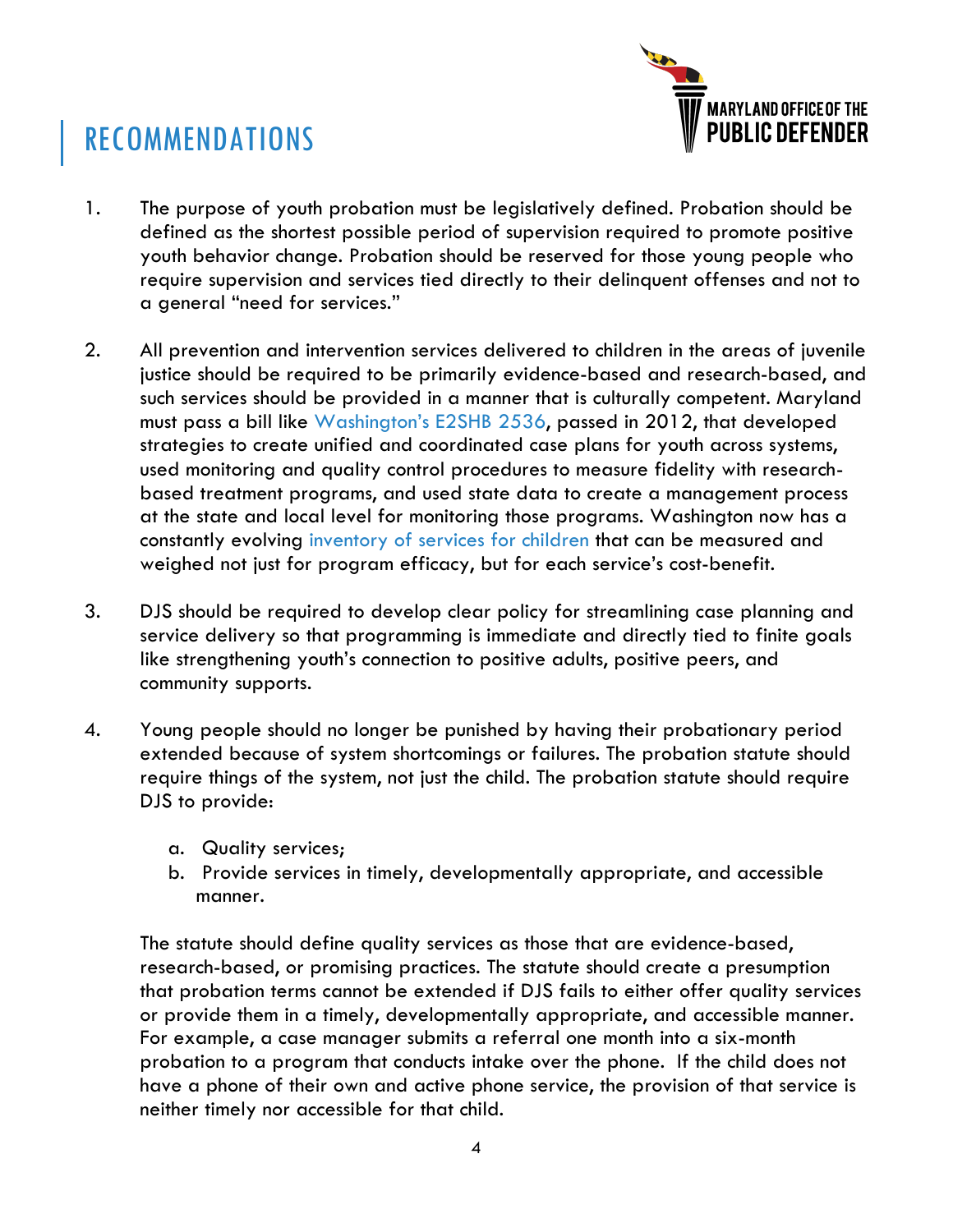# RECOMMENDATIONS

1. The purpose of youth probation must be legislatively defined. Probation should be defined as the shortest possible period of supervision required to promote positive youth behavior change. Probation should be reserved for those young people who require supervision and services tied directly to their delinquent offenses and not to a general "need for services."

2. All prevention and intervention services delivered to children in the areas of juvenile justice should be required to be primarily evidence-based and research-based, and such services should be provided in a manner that is culturally competent. Maryland must pass a bill like Washington's E2SHB 2536, passed in 2012, that developed strategies to create unified and coordinated case plans for youth across systems, used monitoring and quality control procedures to measure fidelity with research-based treatment programs, and used state data to create a management process at the state and local level for monitoring those programs. Washington now has a constantly evolving inventory of services for children that can be measured and weighed not just for program efficacy, but for each service's cost-benefit.

3. DJS should be required to develop clear policy for streamlining case planning and service delivery so that programming is immediate and directly tied to finite goals like strengthening youth's connection to positive adults, positive peers, and community supports.

4. Young people should no longer be punished by having their probationary period extended because of system shortcomings or failures. The probation statute should require things of the system, not just the child. The probation statute should require DJS to provide:

   a. Quality services;
   b. Provide services in timely, developmentally appropriate, and accessible manner.

   The statute should define quality services as those that are evidence-based, research-based, or promising practices. The statute should create a presumption that probation terms cannot be extended if DJS fails to either offer quality services or provide them in a timely, developmentally appropriate, and accessible manner. For example, a case manager submits a referral one month into a six-month probation to a program that conducts intake over the phone. If the child does not have a phone of their own and active phone service, the provision of that service is neither timely nor accessible for that child.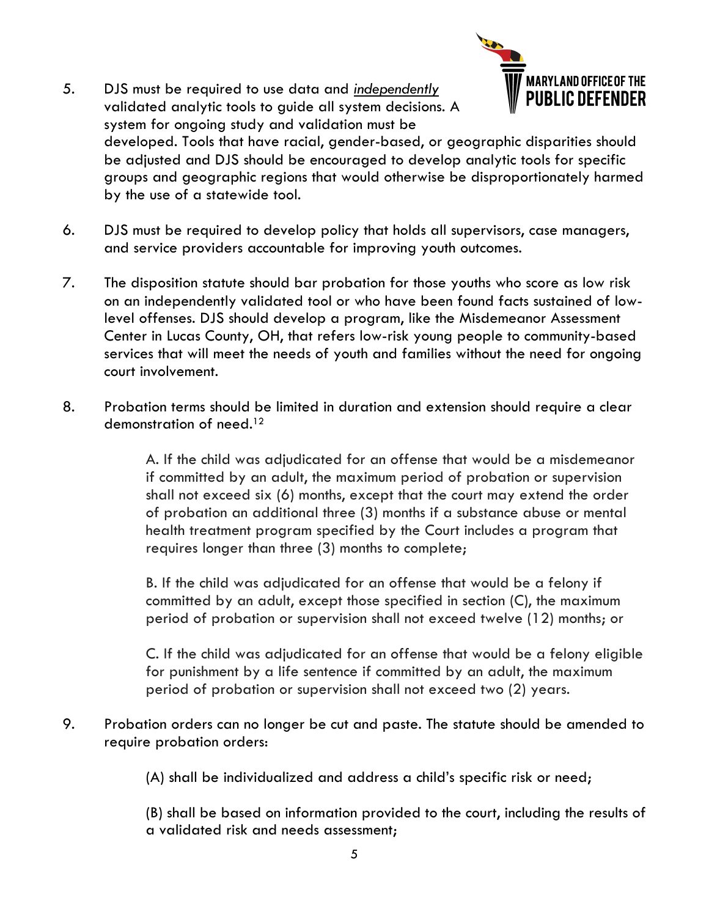5. DJS must be required to use data and *independently* validated analytic tools to guide all system decisions. A system for ongoing study and validation must be developed. Tools that have racial, gender-based, or geographic disparities should be adjusted and DJS should be encouraged to develop analytic tools for specific groups and geographic regions that would otherwise be disproportionately harmed by the use of a statewide tool.

6. DJS must be required to develop policy that holds all supervisors, case managers, and service providers accountable for improving youth outcomes.

7. The disposition statute should bar probation for those youths who score as low risk on an independently validated tool or who have been found facts sustained of low-level offenses. DJS should develop a program, like the Misdemeanor Assessment Center in Lucas County, OH, that refers low-risk young people to community-based services that will meet the needs of youth and families without the need for ongoing court involvement.

8. Probation terms should be limited in duration and extension should require a clear demonstration of need.[12]

   A. If the child was adjudicated for an offense that would be a misdemeanor if committed by an adult, the maximum period of probation or supervision shall not exceed six (6) months, except that the court may extend the order of probation an additional three (3) months if a substance abuse or mental health treatment program specified by the Court includes a program that requires longer than three (3) months to complete;

   B. If the child was adjudicated for an offense that would be a felony if committed by an adult, except those specified in section (C), the maximum period of probation or supervision shall not exceed twelve (12) months; or

   C. If the child was adjudicated for an offense that would be a felony eligible for punishment by a life sentence if committed by an adult, the maximum period of probation or supervision shall not exceed two (2) years.

9. Probation orders can no longer be cut and paste. The statute should be amended to require probation orders:

   (A) shall be individualized and address a child's specific risk or need;

   (B) shall be based on information provided to the court, including the results of a validated risk and needs assessment;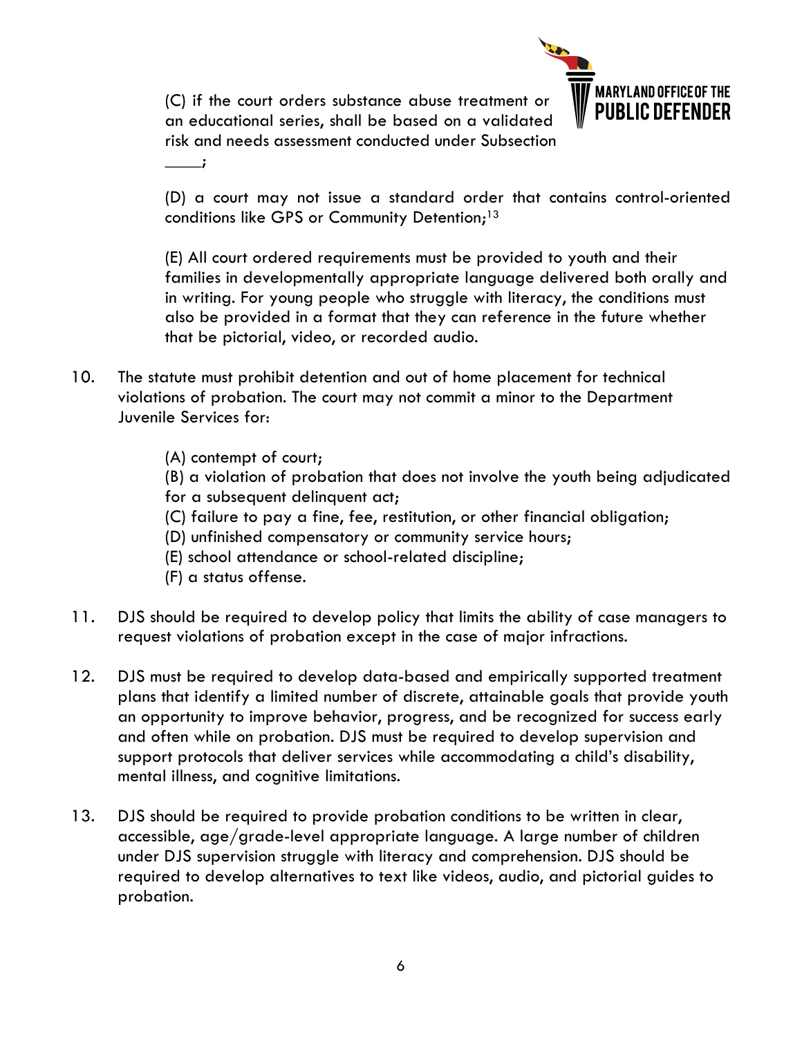(C) if the court orders substance abuse treatment or an educational series, shall be based on a validated risk and needs assessment conducted under Subsection \_\_\_\_;

(D) a court may not issue a standard order that contains control-oriented conditions like GPS or Community Detention;[13]

(E) All court ordered requirements must be provided to youth and their families in developmentally appropriate language delivered both orally and in writing. For young people who struggle with literacy, the conditions must also be provided in a format that they can reference in the future whether that be pictorial, video, or recorded audio.

10. The statute must prohibit detention and out of home placement for technical violations of probation. The court may not commit a minor to the Department Juvenile Services for:

    (A) contempt of court;
    (B) a violation of probation that does not involve the youth being adjudicated for a subsequent delinquent act;
    (C) failure to pay a fine, fee, restitution, or other financial obligation;
    (D) unfinished compensatory or community service hours;
    (E) school attendance or school-related discipline;
    (F) a status offense.

11. DJS should be required to develop policy that limits the ability of case managers to request violations of probation except in the case of major infractions.

12. DJS must be required to develop data-based and empirically supported treatment plans that identify a limited number of discrete, attainable goals that provide youth an opportunity to improve behavior, progress, and be recognized for success early and often while on probation. DJS must be required to develop supervision and support protocols that deliver services while accommodating a child's disability, mental illness, and cognitive limitations.

13. DJS should be required to provide probation conditions to be written in clear, accessible, age/grade-level appropriate language. A large number of children under DJS supervision struggle with literacy and comprehension. DJS should be required to develop alternatives to text like videos, audio, and pictorial guides to probation.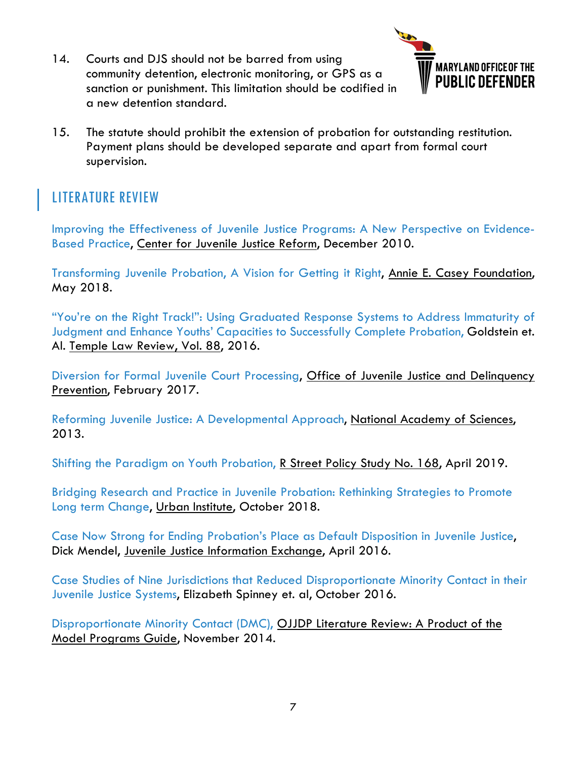14. Courts and DJS should not be barred from using community detention, electronic monitoring, or GPS as a sanction or punishment. This limitation should be codified in a new detention standard.

15. The statute should prohibit the extension of probation for outstanding restitution. Payment plans should be developed separate and apart from formal court supervision.

## LITERATURE REVIEW

Improving the Effectiveness of Juvenile Justice Programs: A New Perspective on Evidence-Based Practice, Center for Juvenile Justice Reform, December 2010.

Transforming Juvenile Probation, A Vision for Getting it Right, Annie E. Casey Foundation, May 2018.

"You're on the Right Track!": Using Graduated Response Systems to Address Immaturity of Judgment and Enhance Youths' Capacities to Successfully Complete Probation, Goldstein et. Al. Temple Law Review, Vol. 88, 2016.

Diversion for Formal Juvenile Court Processing, Office of Juvenile Justice and Delinquency Prevention, February 2017.

Reforming Juvenile Justice: A Developmental Approach, National Academy of Sciences, 2013.

Shifting the Paradigm on Youth Probation, R Street Policy Study No. 168, April 2019.

Bridging Research and Practice in Juvenile Probation: Rethinking Strategies to Promote Long term Change, Urban Institute, October 2018.

Case Now Strong for Ending Probation's Place as Default Disposition in Juvenile Justice, Dick Mendel, Juvenile Justice Information Exchange, April 2016.

Case Studies of Nine Jurisdictions that Reduced Disproportionate Minority Contact in their Juvenile Justice Systems, Elizabeth Spinney et. al, October 2016.

Disproportionate Minority Contact (DMC), OJJDP Literature Review: A Product of the Model Programs Guide, November 2014.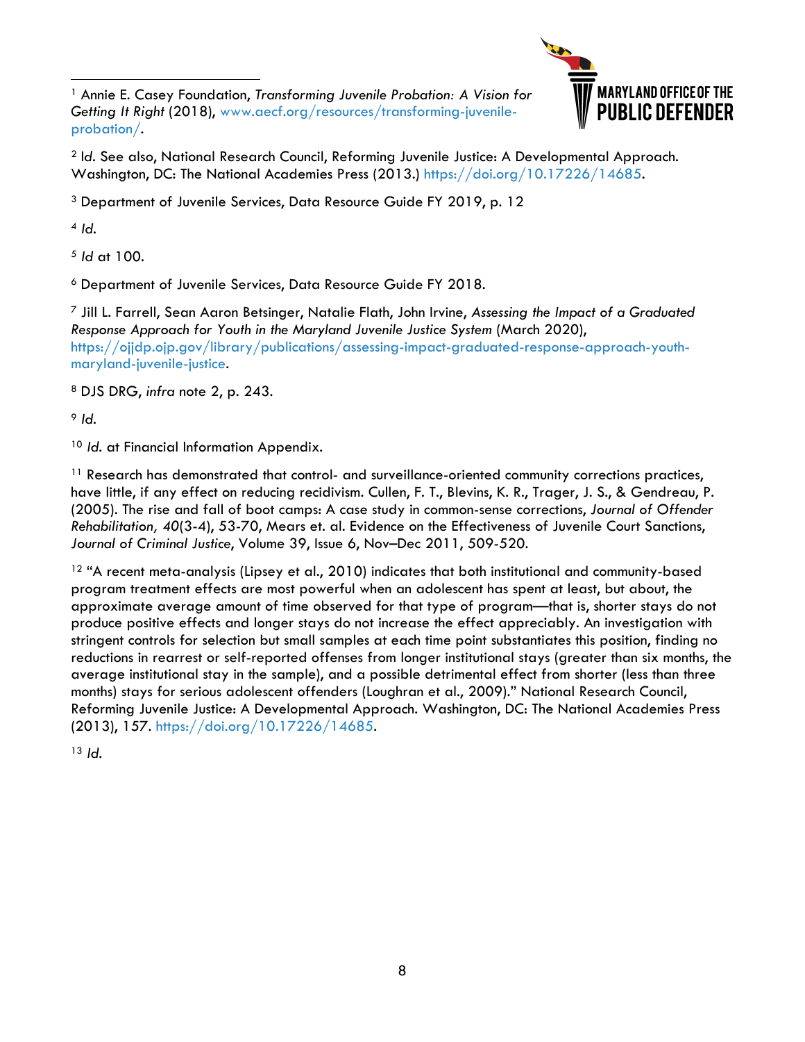[1] Annie E. Casey Foundation, *Transforming Juvenile Probation: A Vision for Getting It Right* (2018), www.aecf.org/resources/transforming-juvenile-probation/.

[2] I*d*. See also, National Research Council, Reforming Juvenile Justice: A Developmental Approach. Washington, DC: The National Academies Press (2013.) https://doi.org/10.17226/14685.

[3] Department of Juvenile Services, Data Resource Guide FY 2019, p. 12

[4] *Id*.

[5] *Id* at 100.

[6] Department of Juvenile Services, Data Resource Guide FY 2018.

[7] Jill L. Farrell, Sean Aaron Betsinger, Natalie Flath, John Irvine, *Assessing the Impact of a Graduated Response Approach for Youth in the Maryland Juvenile Justice System* (March 2020), https://ojjdp.ojp.gov/library/publications/assessing-impact-graduated-response-approach-youth-maryland-juvenile-justice.

[8] DJS DRG, *infra* note 2, p. 243.

[9] *Id*.

[10] *Id*. at Financial Information Appendix.

[11] Research has demonstrated that control- and surveillance-oriented community corrections practices, have little, if any effect on reducing recidivism. Cullen, F. T., Blevins, K. R., Trager, J. S., & Gendreau, P. (2005). The rise and fall of boot camps: A case study in common-sense corrections, *Journal of Offender Rehabilitation, 40*(3-4), 53-70, Mears et. al. Evidence on the Effectiveness of Juvenile Court Sanctions, *Journal of Criminal Justice*, Volume 39, Issue 6, Nov–Dec 2011, 509-520.

[12] "A recent meta-analysis (Lipsey et al., 2010) indicates that both institutional and community-based program treatment effects are most powerful when an adolescent has spent at least, but about, the approximate average amount of time observed for that type of program—that is, shorter stays do not produce positive effects and longer stays do not increase the effect appreciably. An investigation with stringent controls for selection but small samples at each time point substantiates this position, finding no reductions in rearrest or self-reported offenses from longer institutional stays (greater than six months, the average institutional stay in the sample), and a possible detrimental effect from shorter (less than three months) stays for serious adolescent offenders (Loughran et al., 2009)." National Research Council, Reforming Juvenile Justice: A Developmental Approach. Washington, DC: The National Academies Press (2013), 157. https://doi.org/10.17226/14685.

[13] *Id*.